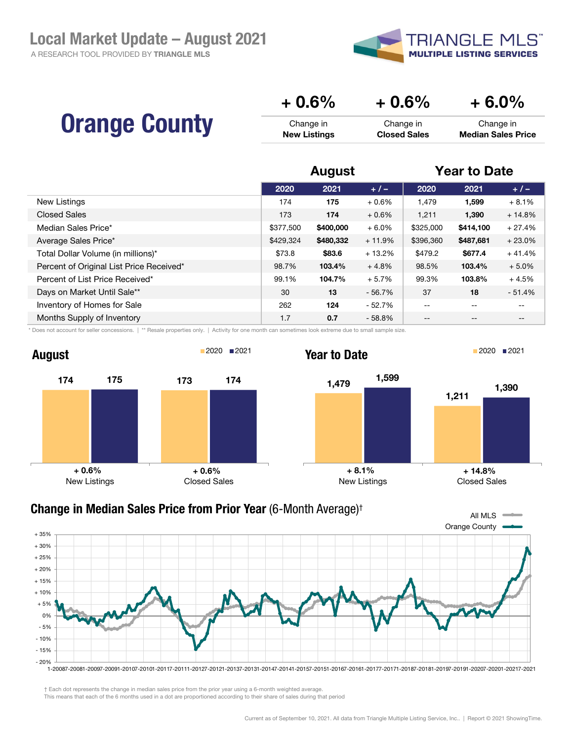# Local Market Update – August 2021

A RESEARCH TOOL PROVIDED BY TRIANGLE MLS

TRIANGLE MLS™ MULTIPLE LISTING SERVICES

## Orange County

| + 0.6% | + 0.6% | + 6.0% |
|---|---|---|
| Change in **New Listings** | Change in **Closed Sales** | Change in **Median Sales Price** |

| | August | | | Year to Date | | |
|---|---|---|---|---|---|---|
| | 2020 | 2021 | + / – | 2020 | 2021 | + / – |
| New Listings | 174 | **175** | + 0.6% | 1,479 | **1,599** | + 8.1% |
| Closed Sales | 173 | **174** | + 0.6% | 1,211 | **1,390** | + 14.8% |
| Median Sales Price* | $377,500 | **$400,000** | + 6.0% | $325,000 | **$414,100** | + 27.4% |
| Average Sales Price* | $429,324 | **$480,332** | + 11.9% | $396,360 | **$487,681** | + 23.0% |
| Total Dollar Volume (in millions)* | $73.8 | **$83.6** | + 13.2% | $479.2 | **$677.4** | + 41.4% |
| Percent of Original List Price Received* | 98.7% | **103.4%** | + 4.8% | 98.5% | **103.4%** | + 5.0% |
| Percent of List Price Received* | 99.1% | **104.7%** | + 5.7% | 99.3% | **103.8%** | + 4.5% |
| Days on Market Until Sale** | 30 | **13** | - 56.7% | 37 | **18** | - 51.4% |
| Inventory of Homes for Sale | 262 | **124** | - 52.7% | -- | -- | -- |
| Months Supply of Inventory | 1.7 | **0.7** | - 58.8% | -- | -- | -- |

* Does not account for seller concessions. | ** Resale properties only. | Activity for one month can sometimes look extreme due to small sample size.

### August

| | 2020 | 2021 | Change |
|---|---|---|---|
| New Listings | 174 | 175 | + 0.6% |
| Closed Sales | 173 | 174 | + 0.6% |

### Year to Date

| | 2020 | 2021 | Change |
|---|---|---|---|
| New Listings | 1,479 | 1,599 | + 8.1% |
| Closed Sales | 1,211 | 1,390 | + 14.8% |

### Change in Median Sales Price from Prior Year (6-Month Average)†

All MLS — Orange County

† Each dot represents the change in median sales price from the prior year using a 6-month weighted average.
This means that each of the 6 months used in a dot are proportioned according to their share of sales during that period

Current as of September 10, 2021. All data from Triangle Multiple Listing Service, Inc.. | Report © 2021 ShowingTime.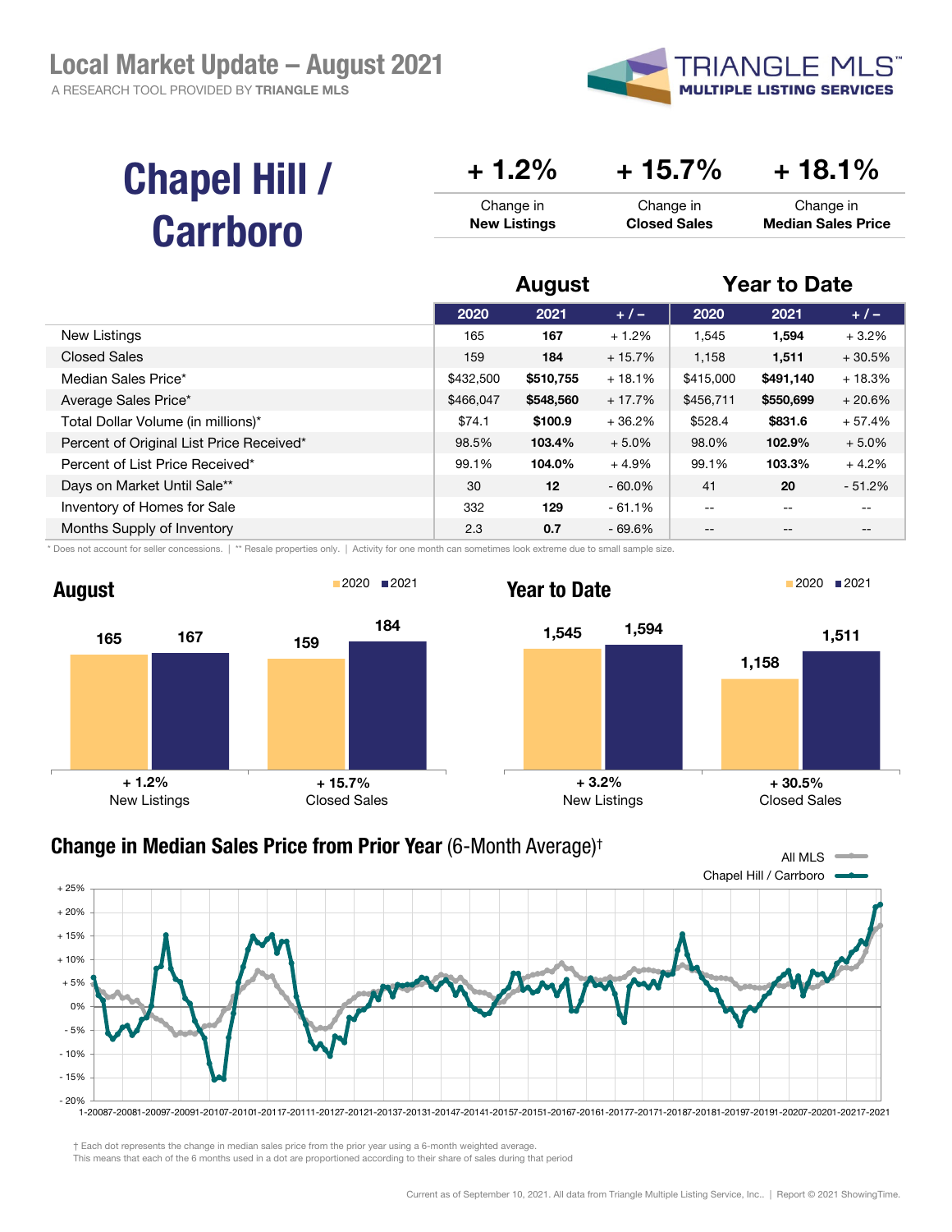# Local Market Update – August 2021

A RESEARCH TOOL PROVIDED BY TRIANGLE MLS

TRIANGLE MLS
MULTIPLE LISTING SERVICES

# Chapel Hill / Carrboro

| + 1.2% | + 15.7% | + 18.1% |
| --- | --- | --- |
| Change in **New Listings** | Change in **Closed Sales** | Change in **Median Sales Price** |

| | August | | | Year to Date | | |
| --- | --- | --- | --- | --- | --- | --- |
| | 2020 | 2021 | + / – | 2020 | 2021 | + / – |
| New Listings | 165 | **167** | + 1.2% | 1,545 | **1,594** | + 3.2% |
| Closed Sales | 159 | **184** | + 15.7% | 1,158 | **1,511** | + 30.5% |
| Median Sales Price* | $432,500 | **$510,755** | + 18.1% | $415,000 | **$491,140** | + 18.3% |
| Average Sales Price* | $466,047 | **$548,560** | + 17.7% | $456,711 | **$550,699** | + 20.6% |
| Total Dollar Volume (in millions)* | $74.1 | **$100.9** | + 36.2% | $528.4 | **$831.6** | + 57.4% |
| Percent of Original List Price Received* | 98.5% | **103.4%** | + 5.0% | 98.0% | **102.9%** | + 5.0% |
| Percent of List Price Received* | 99.1% | **104.0%** | + 4.9% | 99.1% | **103.3%** | + 4.2% |
| Days on Market Until Sale** | 30 | **12** | - 60.0% | 41 | **20** | - 51.2% |
| Inventory of Homes for Sale | 332 | **129** | - 61.1% | -- | -- | -- |
| Months Supply of Inventory | 2.3 | **0.7** | - 69.6% | -- | -- | -- |

* Does not account for seller concessions. | ** Resale properties only. | Activity for one month can sometimes look extreme due to small sample size.

## August

2020 2021

165 167 159 184

+ 1.2%
New Listings

+ 15.7%
Closed Sales

## Year to Date

2020 2021

1,545 1,594 1,158 1,511

+ 3.2%
New Listings

+ 30.5%
Closed Sales

## Change in Median Sales Price from Prior Year (6-Month Average)†

All MLS
Chapel Hill / Carrboro

+ 25%
+ 20%
+ 15%
+ 10%
+ 5%
0%
- 5%
- 10%
- 15%
- 20%

1-2008 7-2008 1-2009 7-2009 1-2010 7-2010 1-2011 7-2011 1-2012 7-2012 1-2013 7-2013 1-2014 7-2014 1-2015 7-2015 1-2016 7-2016 1-2017 7-2017 1-2018 7-2018 1-2019 7-2019 1-2020 7-2020 1-2021 7-2021

† Each dot represents the change in median sales price from the prior year using a 6-month weighted average.
This means that each of the 6 months used in a dot are proportioned according to their share of sales during that period

Current as of September 10, 2021. All data from Triangle Multiple Listing Service, Inc.. | Report © 2021 ShowingTime.